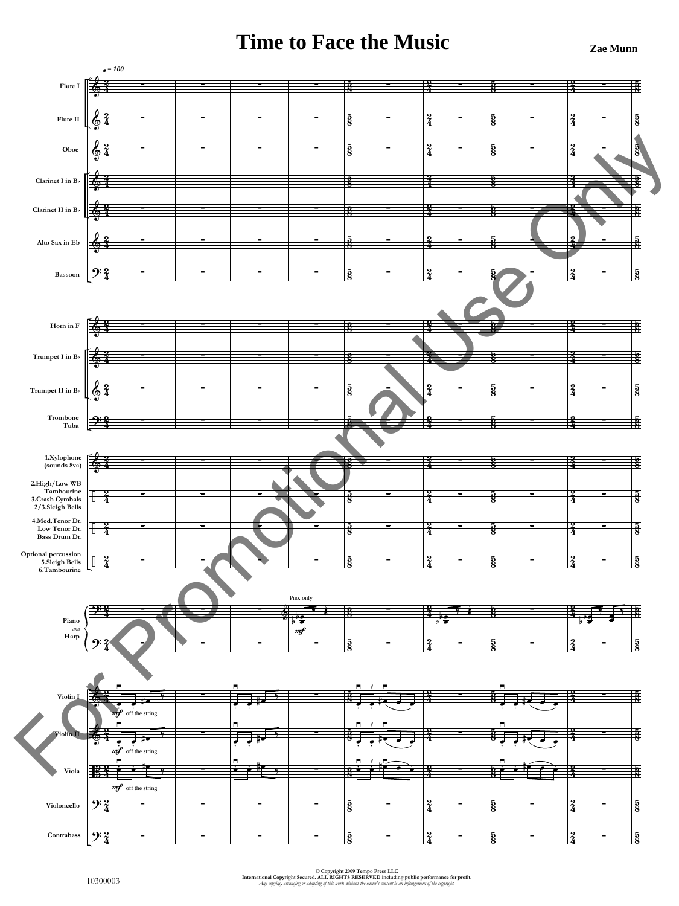# Time to Face the Music

**Zae Munn**

♩= 100

Flute I

Flute II

Oboe

Clarinet I in B♭

Clarinet II in B♭

Alto Sax in Eb

Bassoon

Horn in F

Trumpet I in B♭

Trumpet II in B♭

Trombone
Tuba

1.Xylophone
(sounds 8va)

2.High/Low WB
Tambourine
3.Crash Cymbals
2/3.Sleigh Bells

4.Med.Tenor Dr.
Low Tenor Dr.
Bass Drum Dr.

Optional percussion
5.Sleigh Bells
6.Tambourine

Piano
*and*
Harp

Pno. only

*mf*

Violin I

*mf* off the string

Violin II

*mf* off the string

Viola

*mf* off the string

Violoncello

Contrabass

For Promotional Use Only

© Copyright 2009 Tempo Press LLC
International Copyright Secured. ALL RIGHTS RESERVED including public performance for profit.
*Any copying, arranging or adapting of this work without the owner's consent is an infringement of the copyright.*

10300003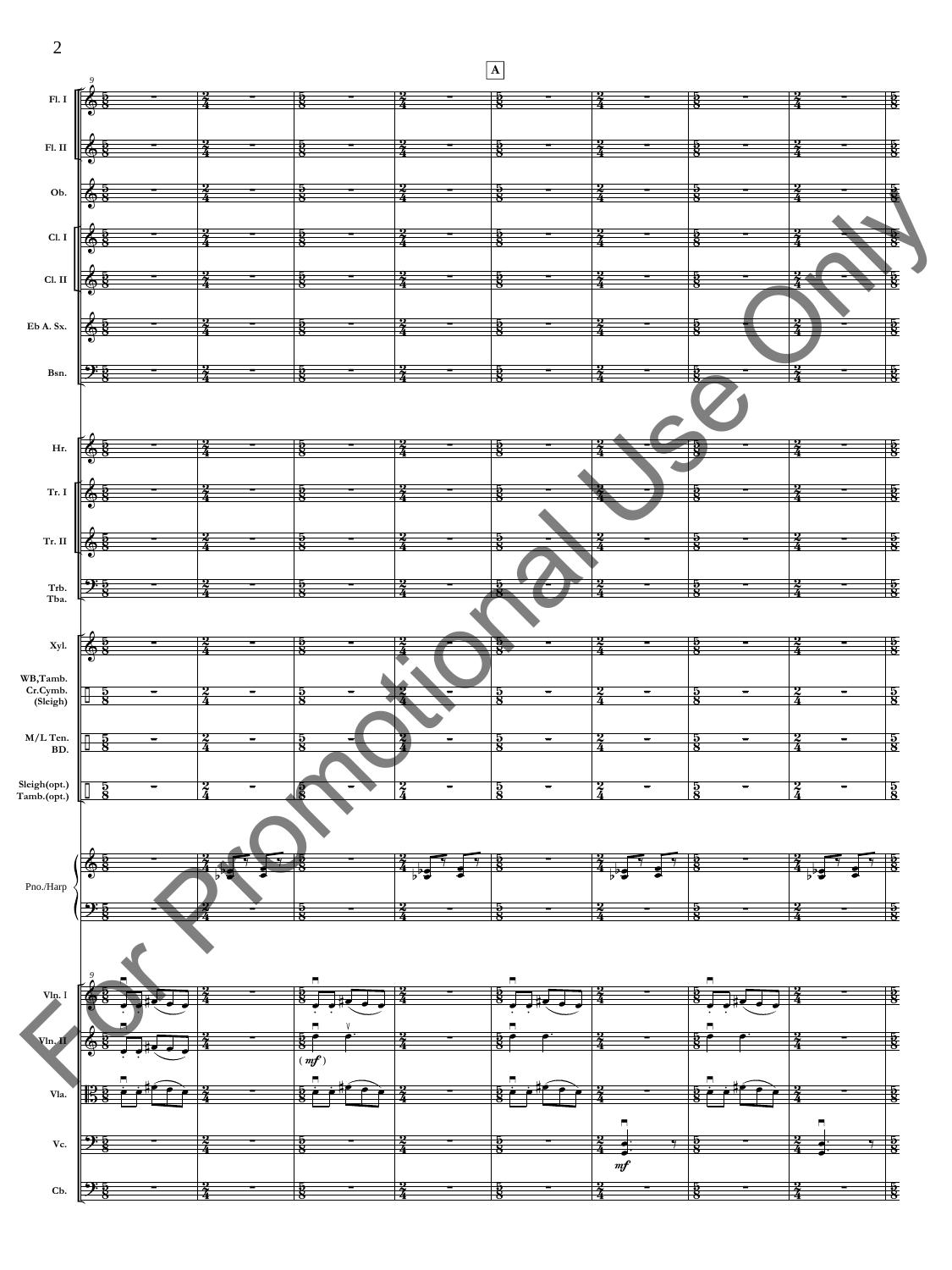A

Fl. I

Fl. II

Ob.

Cl. I

Cl. II

Eb A. Sx.

Bsn.

Hr.

Tr. I

Tr. II

Trb.
Tba.

Xyl.

WB,Tamb.
Cr.Cymb.
(Sleigh)

M/L Ten.
BD.

Sleigh(opt.)
Tamb.(opt.)

Pno./Harp

Vln. I

Vln. II

Vla.

Vc.

Cb.

For Promotional Use Only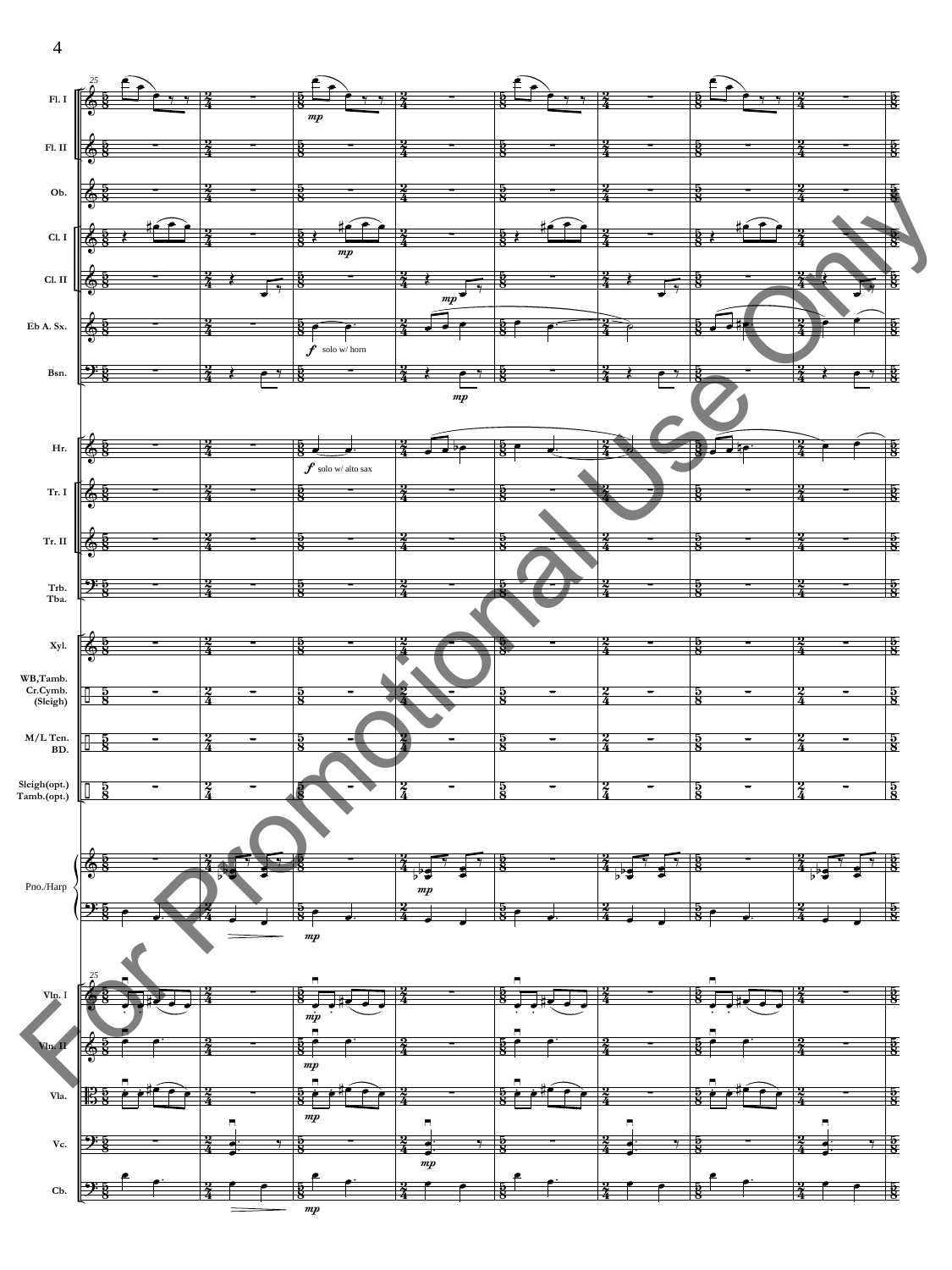Fl. I

Fl. II

Ob.

Cl. I

Cl. II

Eb A. Sx.

*f* solo w/ horn

Bsn.

Hr.

*f* solo w/ alto sax

Tr. I

Tr. II

Trb.
Tba.

Xyl.

WB,Tamb.
Cr.Cymb.
(Sleigh)

M/L Ten.
BD.

Sleigh(opt.)
Tamb.(opt.)

Pno./Harp

Vln. I

Vln. II

Vla.

Vc.

Cb.

For Promotional Use Only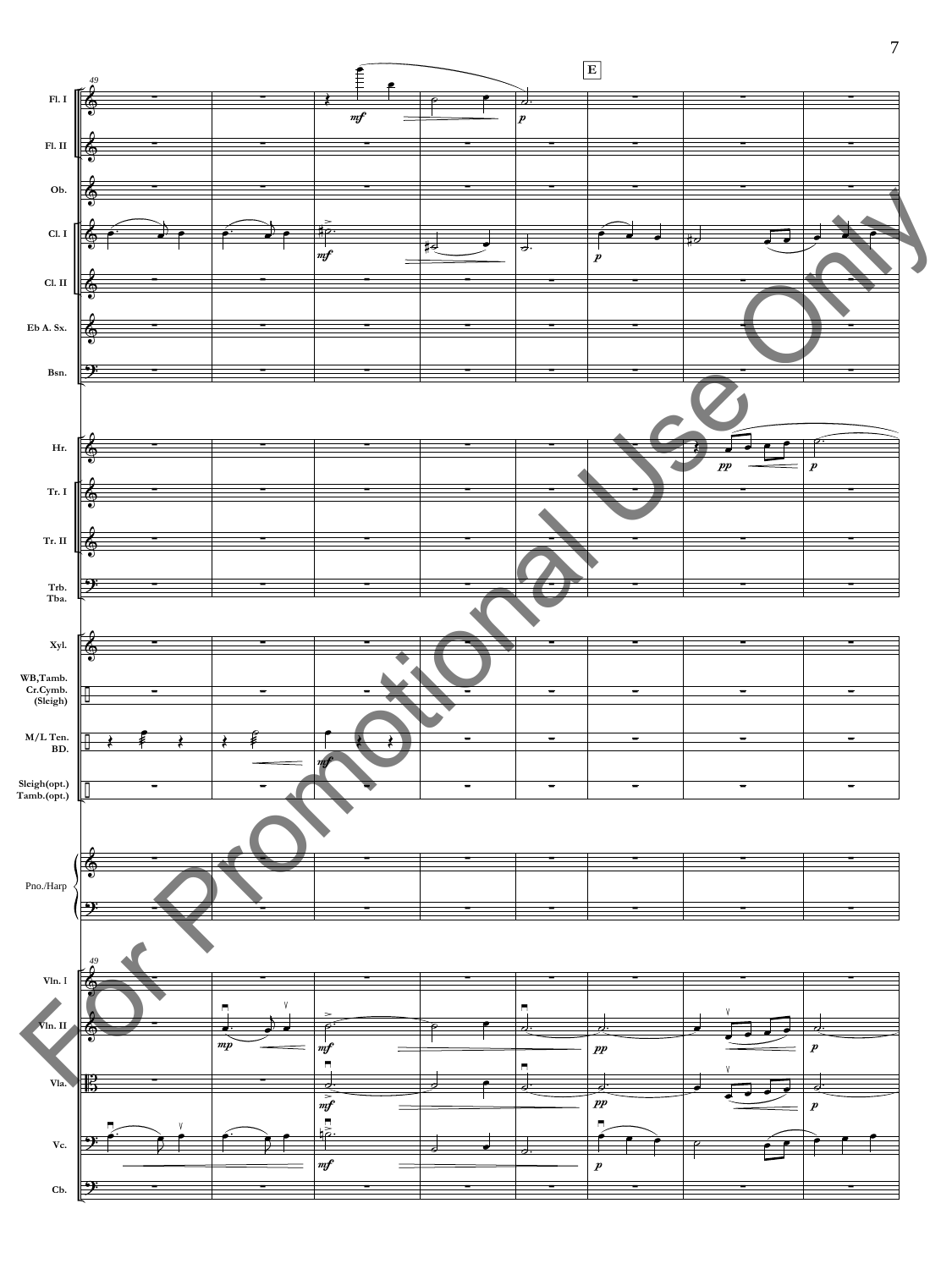E

49

Fl. I

Fl. II

Ob.

Cl. I

Cl. II

Eb A. Sx.

Bsn.

Hr.

Tr. I

Tr. II

Trb.
Tba.

Xyl.

WB,Tamb.
Cr.Cymb.
(Sleigh)

M/L Ten.
BD.

Sleigh(opt.)
Tamb.(opt.)

Pno./Harp

Vln. I

Vln. II

Vla.

Vc.

Cb.

For Promotional Use Only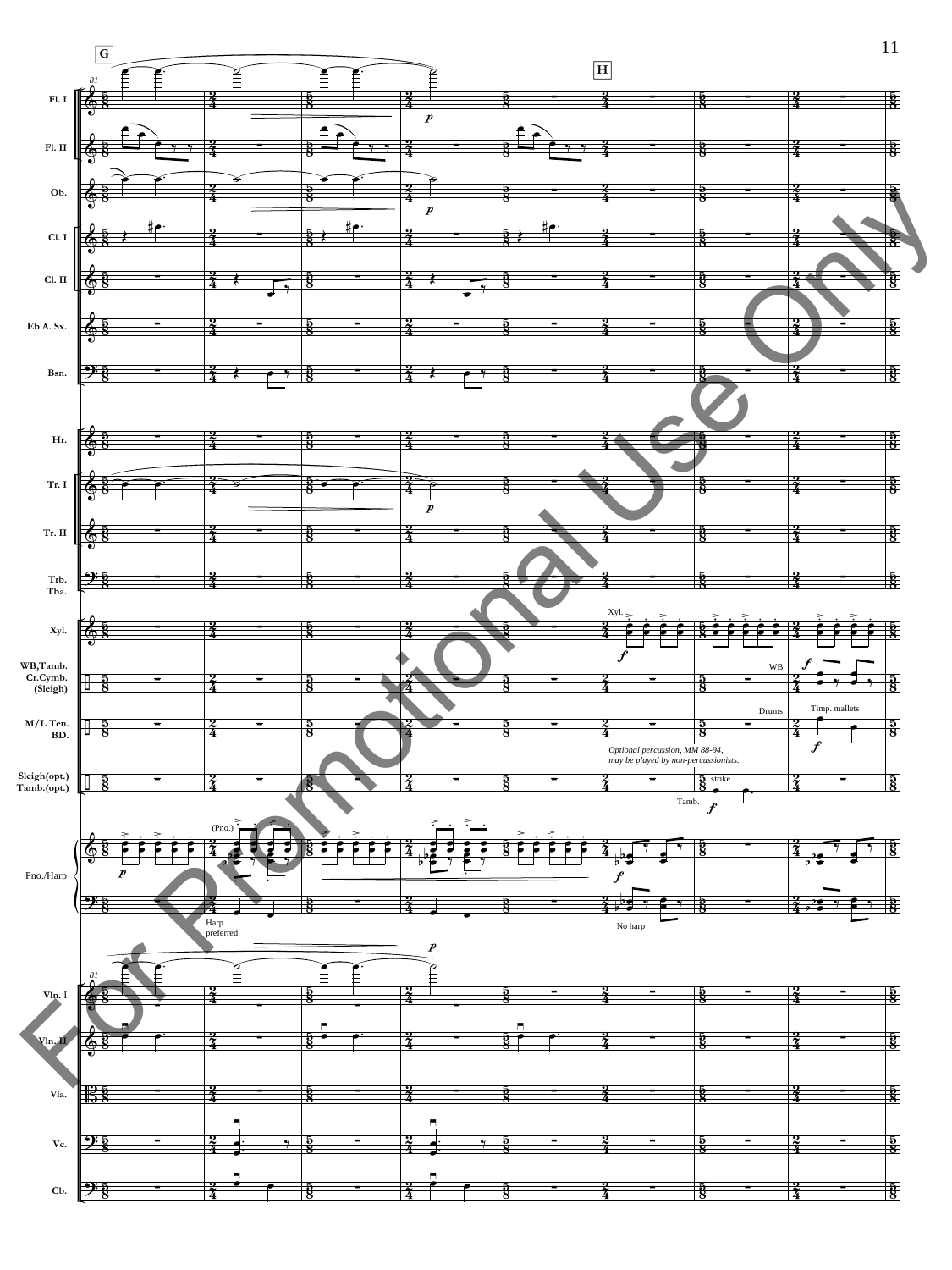G

H

Fl. I

Fl. II

Ob.

Cl. I

Cl. II

Eb A. Sx.

Bsn.

Hr.

Tr. I

Tr. II

Trb. Tba.

Xyl.

WB,Tamb. Cr.Cymb. (Sleigh)

M/L Ten. BD.

Sleigh(opt.) Tamb.(opt.)

Pno./Harp

Vln. I

Vln. II

Vla.

Vc.

Cb.

(Pno.)

Harp preferred

No harp

Xyl.

WB

Drums

Timp. mallets

*Optional percussion, MM 88-94, may be played by non-percussionists.*

Tamb.

strike

For Promotional Use Only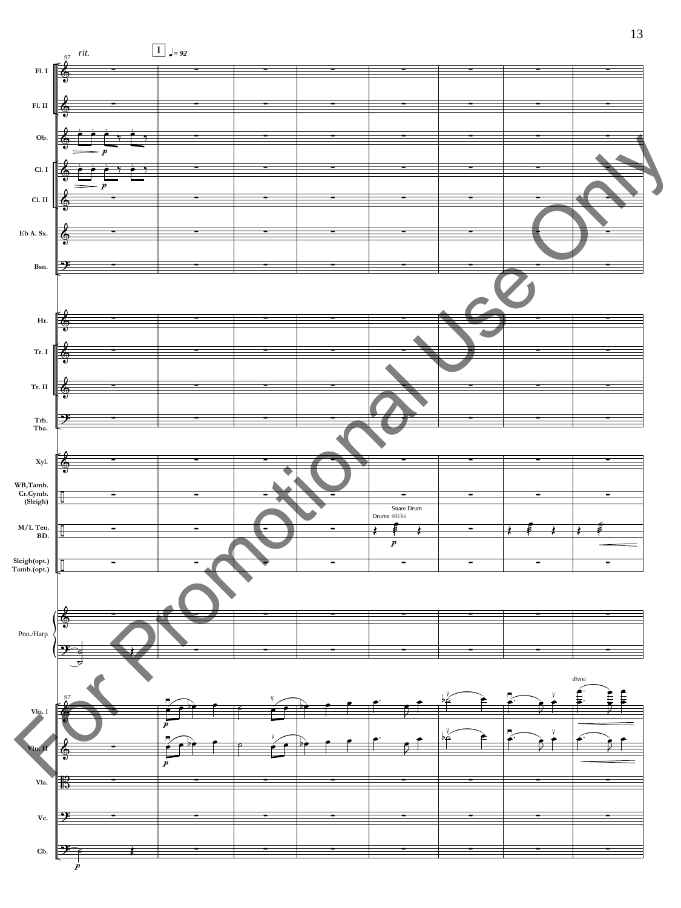*rit.*

**I** ♩ = 92

Fl. I

Fl. II

Ob.

Cl. I

Cl. II

Eb A. Sx.

Bsn.

Hr.

Tr. I

Tr. II

Trb.
Tba.

Xyl.

WB,Tamb.
Cr.Cymb.
(Sleigh)

M/L Ten.
BD.

Drums

Snare Drum sticks

Sleigh(opt.)
Tamb.(opt.)

Pno./Harp

Vln. I

*divisi*

Vln. II

Vla.

Vc.

Cb.

For Promotional Use Only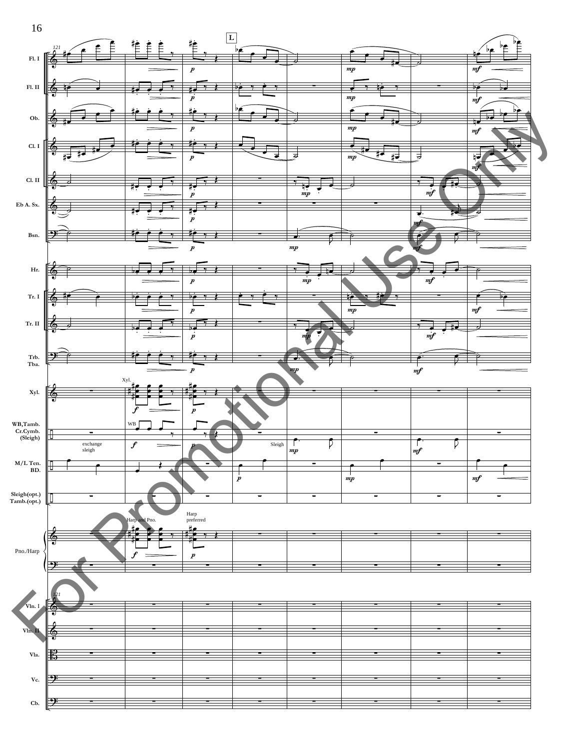L

Fl. I

Fl. II

Ob.

Cl. I

Cl. II

Eb A. Sx.

Bsn.

Hr.

Tr. I

Tr. II

Trb. Tba.

Xyl.

WB,Tamb. Cr.Cymb. (Sleigh)

exchange sleigh

Sleigh

M/L Ten. BD.

Sleigh(opt.) Tamb.(opt.)

Harp and Pno.

Harp preferred

Pno./Harp

Vln. I

Vln. II

Vla.

Vc.

Cb.

For Promotional Use Only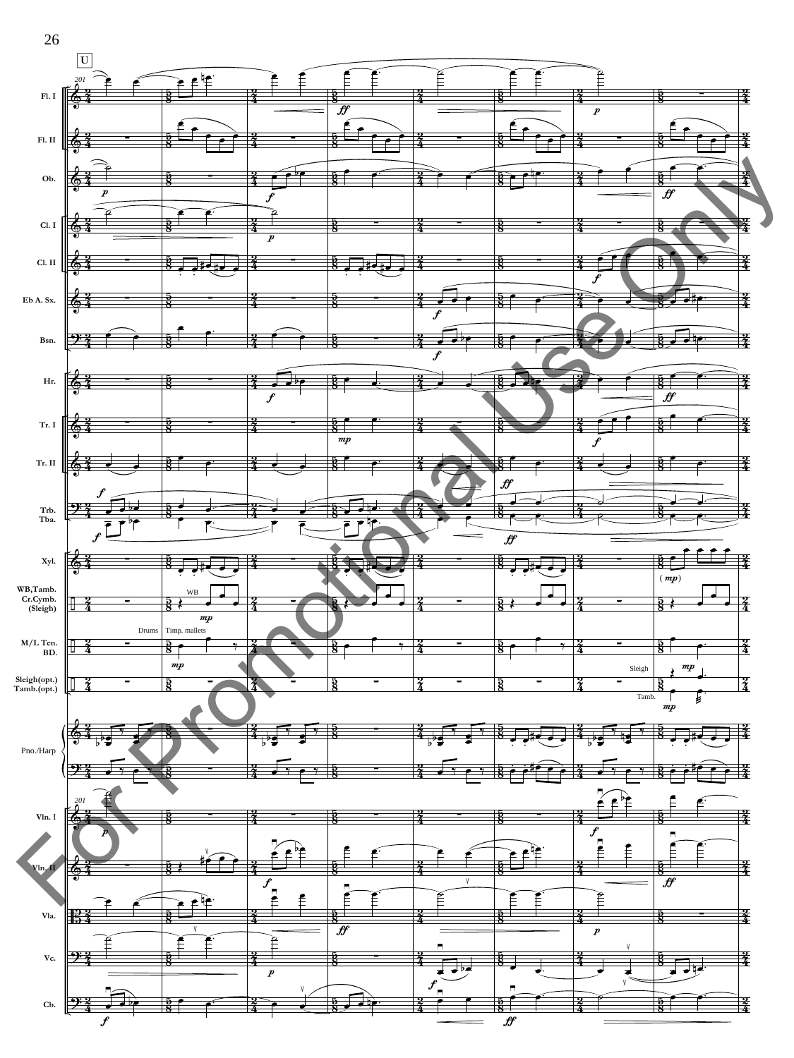U

201

Fl. I

Fl. II

Ob.

Cl. I

Cl. II

Eb A. Sx.

Bsn.

Hr.

Tr. I

Tr. II

Trb.
Tba.

Xyl.

WB,Tamb.
Cr.Cymb.
(Sleigh)

M/L Ten.
BD.

Sleigh(opt.)
Tamb.(opt.)

Pno./Harp

Vln. I

Vln. II

Vla.

Vc.

Cb.

WB

Drums

Timp. mallets

Sleigh

Tamb.

For Promotional Use Only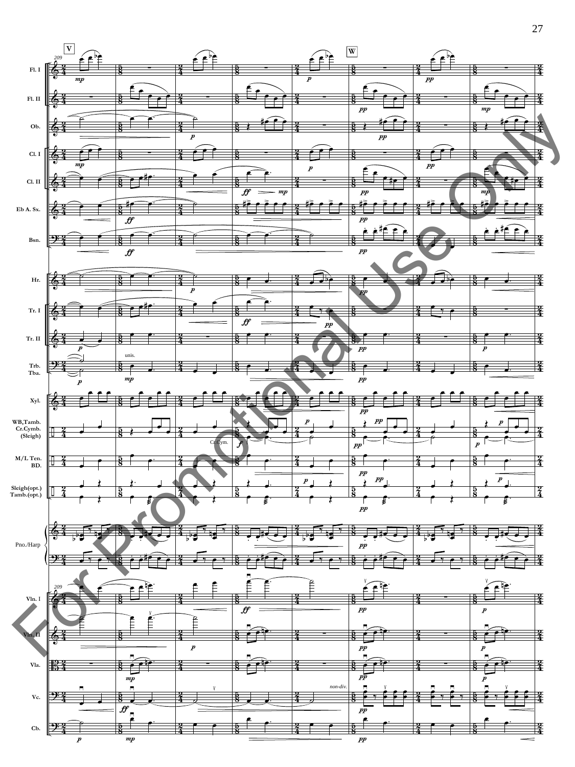**V** **W**

209

Fl. I

Fl. II

Ob.

Cl. I

Cl. II

Eb A. Sx.

Bsn.

Hr.

Tr. I

Tr. II

Trb. Tba.

unis.

Xyl.

WB,Tamb. Cr.Cymb. (Sleigh)

Cr.Cym.

M/L Ten. BD.

Sleigh(opt.) Tamb.(opt.)

Pno./Harp

Vln. I

Vln. II

Vla.

Vc.

non-div.

Cb.

For Promotional Use Only